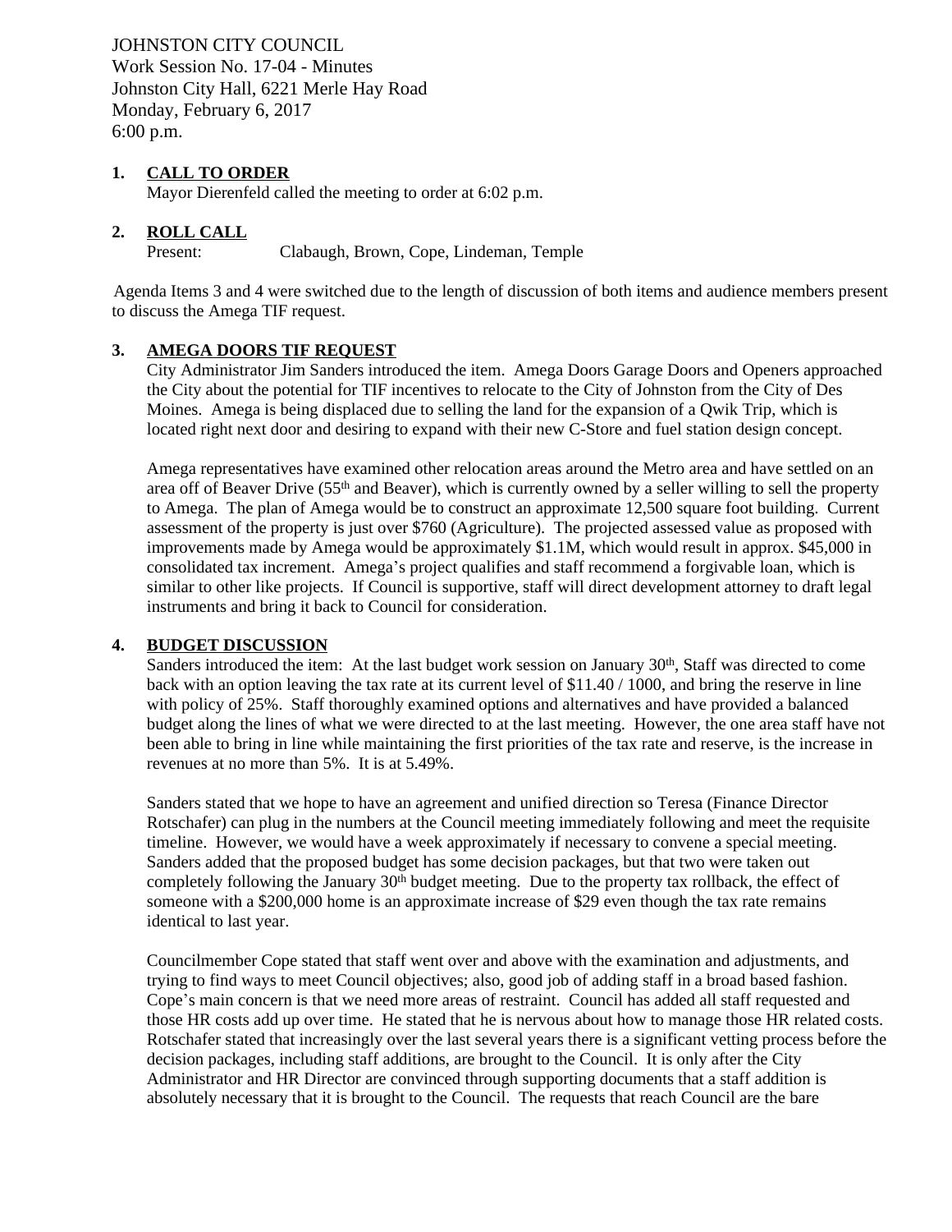JOHNSTON CITY COUNCIL
Work Session No. 17-04 - Minutes
Johnston City Hall, 6221 Merle Hay Road
Monday, February 6, 2017
6:00 p.m.

1. **CALL TO ORDER**
   Mayor Dierenfeld called the meeting to order at 6:02 p.m.

2. **ROLL CALL**
   Present: Clabaugh, Brown, Cope, Lindeman, Temple

Agenda Items 3 and 4 were switched due to the length of discussion of both items and audience members present to discuss the Amega TIF request.

3. **AMEGA DOORS TIF REQUEST**
   City Administrator Jim Sanders introduced the item. Amega Doors Garage Doors and Openers approached the City about the potential for TIF incentives to relocate to the City of Johnston from the City of Des Moines. Amega is being displaced due to selling the land for the expansion of a Qwik Trip, which is located right next door and desiring to expand with their new C-Store and fuel station design concept.

   Amega representatives have examined other relocation areas around the Metro area and have settled on an area off of Beaver Drive (55th and Beaver), which is currently owned by a seller willing to sell the property to Amega. The plan of Amega would be to construct an approximate 12,500 square foot building. Current assessment of the property is just over $760 (Agriculture). The projected assessed value as proposed with improvements made by Amega would be approximately $1.1M, which would result in approx. $45,000 in consolidated tax increment. Amega's project qualifies and staff recommend a forgivable loan, which is similar to other like projects. If Council is supportive, staff will direct development attorney to draft legal instruments and bring it back to Council for consideration.

4. **BUDGET DISCUSSION**
   Sanders introduced the item: At the last budget work session on January 30th, Staff was directed to come back with an option leaving the tax rate at its current level of $11.40 / 1000, and bring the reserve in line with policy of 25%. Staff thoroughly examined options and alternatives and have provided a balanced budget along the lines of what we were directed to at the last meeting. However, the one area staff have not been able to bring in line while maintaining the first priorities of the tax rate and reserve, is the increase in revenues at no more than 5%. It is at 5.49%.

   Sanders stated that we hope to have an agreement and unified direction so Teresa (Finance Director Rotschafer) can plug in the numbers at the Council meeting immediately following and meet the requisite timeline. However, we would have a week approximately if necessary to convene a special meeting. Sanders added that the proposed budget has some decision packages, but that two were taken out completely following the January 30th budget meeting. Due to the property tax rollback, the effect of someone with a $200,000 home is an approximate increase of $29 even though the tax rate remains identical to last year.

   Councilmember Cope stated that staff went over and above with the examination and adjustments, and trying to find ways to meet Council objectives; also, good job of adding staff in a broad based fashion. Cope's main concern is that we need more areas of restraint. Council has added all staff requested and those HR costs add up over time. He stated that he is nervous about how to manage those HR related costs. Rotschafer stated that increasingly over the last several years there is a significant vetting process before the decision packages, including staff additions, are brought to the Council. It is only after the City Administrator and HR Director are convinced through supporting documents that a staff addition is absolutely necessary that it is brought to the Council. The requests that reach Council are the bare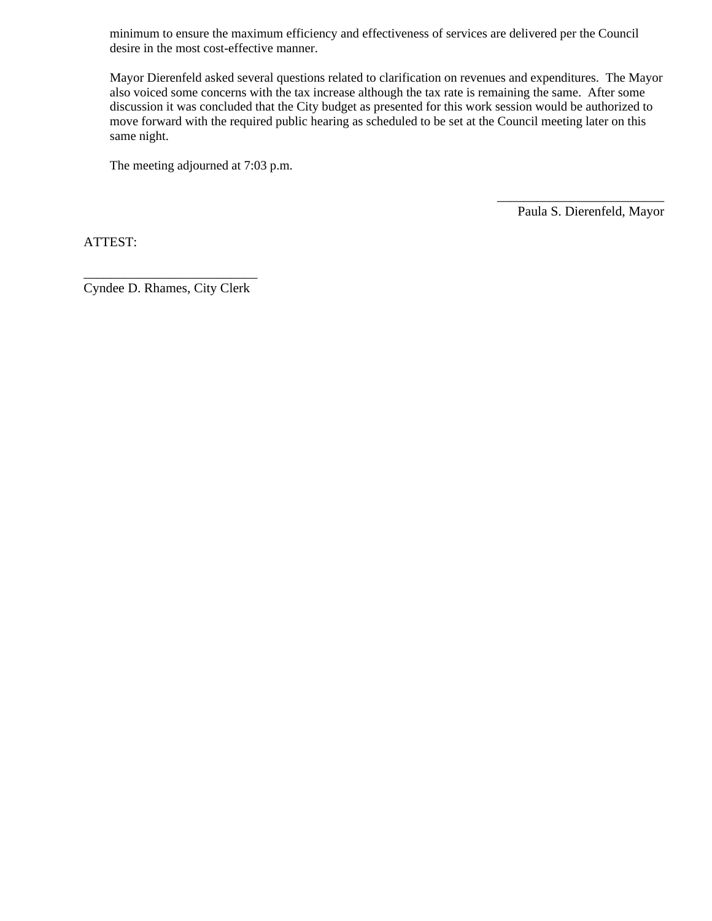minimum to ensure the maximum efficiency and effectiveness of services are delivered per the Council desire in the most cost-effective manner.

Mayor Dierenfeld asked several questions related to clarification on revenues and expenditures. The Mayor also voiced some concerns with the tax increase although the tax rate is remaining the same. After some discussion it was concluded that the City budget as presented for this work session would be authorized to move forward with the required public hearing as scheduled to be set at the Council meeting later on this same night.

The meeting adjourned at 7:03 p.m.

\_\_\_\_\_\_\_\_\_\_\_\_\_\_\_\_\_\_\_\_\_\_\_\_\_\_
Paula S. Dierenfeld, Mayor

ATTEST:

\_\_\_\_\_\_\_\_\_\_\_\_\_\_\_\_\_\_\_\_\_\_\_\_\_\_
Cyndee D. Rhames, City Clerk